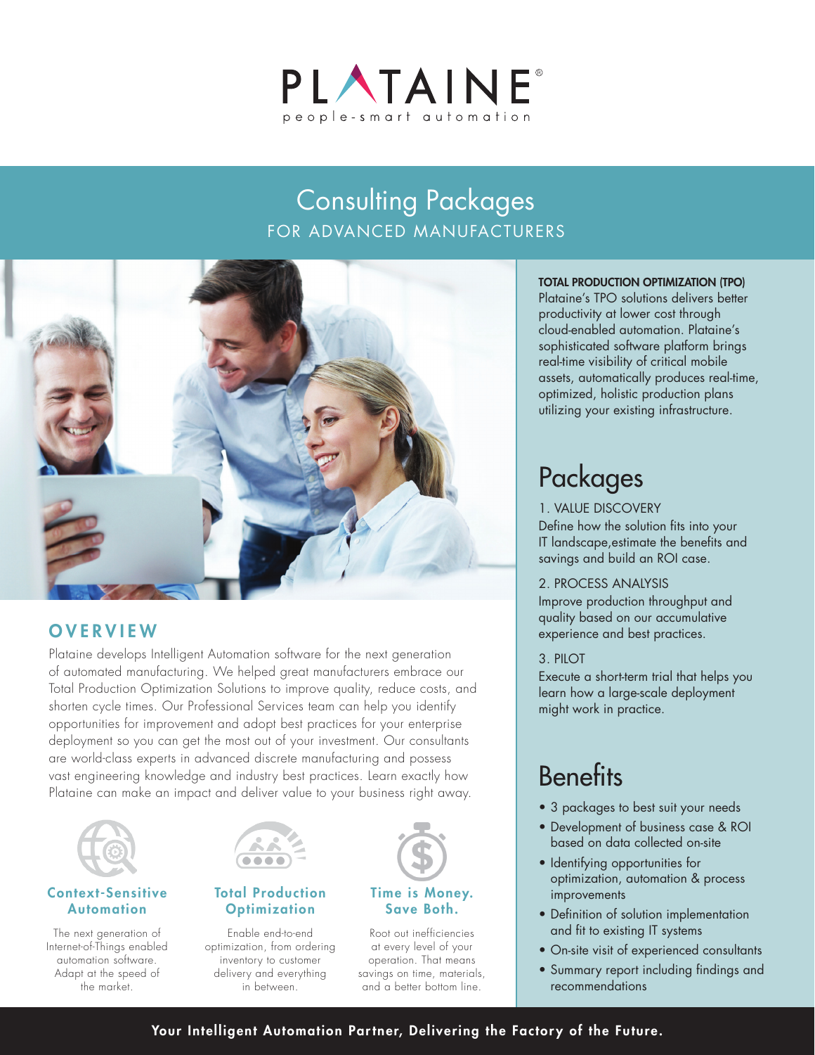# PLATAINE®

people-smart automation

## Consulting Packages

FOR ADVANCED MANUFACTURERS

## OVERVIEW

Plataine develops Intelligent Automation software for the next generation of automated manufacturing. We helped great manufacturers embrace our Total Production Optimization Solutions to improve quality, reduce costs, and shorten cycle times. Our Professional Services team can help you identify opportunities for improvement and adopt best practices for your enterprise deployment so you can get the most out of your investment. Our consultants are world-class experts in advanced discrete manufacturing and possess vast engineering knowledge and industry best practices. Learn exactly how Plataine can make an impact and deliver value to your business right away.

### Context-Sensitive Automation

The next generation of Internet-of-Things enabled automation software. Adapt at the speed of the market.

### Total Production Optimization

Enable end-to-end optimization, from ordering inventory to customer delivery and everything in between.

### Time is Money. Save Both.

Root out inefficiencies at every level of your operation. That means savings on time, materials, and a better bottom line.

**TOTAL PRODUCTION OPTIMIZATION (TPO)**

Plataine's TPO solutions delivers better productivity at lower cost through cloud-enabled automation. Plataine's sophisticated software platform brings real-time visibility of critical mobile assets, automatically produces real-time, optimized, holistic production plans utilizing your existing infrastructure.

## Packages

1. VALUE DISCOVERY

Define how the solution fits into your IT landscape,estimate the benefits and savings and build an ROI case.

2. PROCESS ANALYSIS

Improve production throughput and quality based on our accumulative experience and best practices.

3. PILOT

Execute a short-term trial that helps you learn how a large-scale deployment might work in practice.

## Benefits

- 3 packages to best suit your needs
- Development of business case & ROI based on data collected on-site
- Identifying opportunities for optimization, automation & process improvements
- Definition of solution implementation and fit to existing IT systems
- On-site visit of experienced consultants
- Summary report including findings and recommendations

**Your Intelligent Automation Partner, Delivering the Factory of the Future.**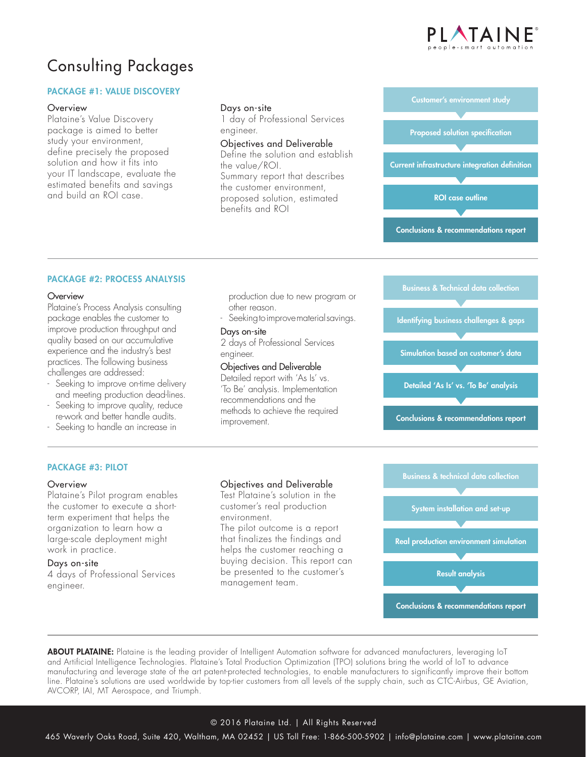# Consulting Packages

## PACKAGE #1: VALUE DISCOVERY

### Overview

Plataine's Value Discovery package is aimed to better study your environment, define precisely the proposed solution and how it fits into your IT landscape, evaluate the estimated benefits and savings and build an ROI case.

### Days on-site

1 day of Professional Services engineer.

### Objectives and Deliverable

Define the solution and establish the value/ROI.
Summary report that describes the customer environment, proposed solution, estimated benefits and ROI

Customer's environment study
Proposed solution specification
Current infrastructure integration definition
ROI case outline
Conclusions & recommendations report

## PACKAGE #2: PROCESS ANALYSIS

### Overview

Plataine's Process Analysis consulting package enables the customer to improve production throughput and quality based on our accumulative experience and the industry's best practices. The following business challenges are addressed:

- Seeking to improve on-time delivery and meeting production dead-lines.
- Seeking to improve quality, reduce re-work and better handle audits.
- Seeking to handle an increase in production due to new program or other reason.
- Seeking to improve material savings.

### Days on-site

2 days of Professional Services engineer.

### Objectives and Deliverable

Detailed report with 'As Is' vs. 'To Be' analysis. Implementation recommendations and the methods to achieve the required improvement.

Business & Technical data collection
Identifying business challenges & gaps
Simulation based on customer's data
Detailed 'As Is' vs. 'To Be' analysis
Conclusions & recommendations report

## PACKAGE #3: PILOT

### Overview

Plataine's Pilot program enables the customer to execute a short-term experiment that helps the organization to learn how a large-scale deployment might work in practice.

### Days on-site

4 days of Professional Services engineer.

### Objectives and Deliverable

Test Plataine's solution in the customer's real production environment.
The pilot outcome is a report that finalizes the findings and helps the customer reaching a buying decision. This report can be presented to the customer's management team.

Business & technical data collection
System installation and set-up
Real production environment simulation
Result analysis
Conclusions & recommendations report

**ABOUT PLATAINE:** Plataine is the leading provider of Intelligent Automation software for advanced manufacturers, leveraging IoT and Artificial Intelligence Technologies. Plataine's Total Production Optimization (TPO) solutions bring the world of IoT to advance manufacturing and leverage state of the art patent-protected technologies, to enable manufacturers to significantly improve their bottom line. Plataine's solutions are used worldwide by top-tier customers from all levels of the supply chain, such as CTC-Airbus, GE Aviation, AVCORP, IAI, MT Aerospace, and Triumph.

© 2016 Plataine Ltd. | All Rights Reserved

465 Waverly Oaks Road, Suite 420, Waltham, MA 02452 | US Toll Free: 1-866-500-5902 | info@plataine.com | www.plataine.com